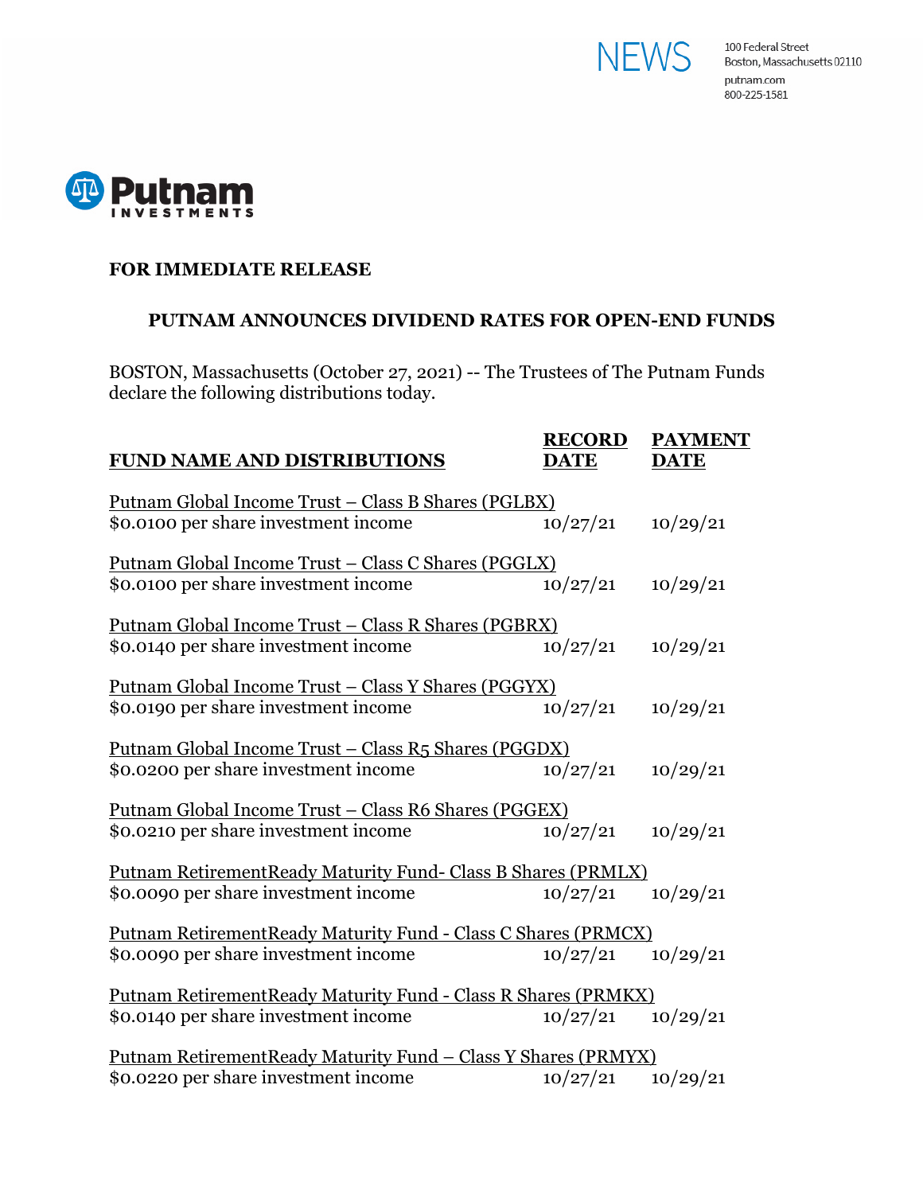NEWS

100 Federal Street
Boston, Massachusetts 02110
putnam.com
800-225-1581

Putnam INVESTMENTS

**FOR IMMEDIATE RELEASE**

## PUTNAM ANNOUNCES DIVIDEND RATES FOR OPEN-END FUNDS

BOSTON, Massachusetts (October 27, 2021) -- The Trustees of The Putnam Funds declare the following distributions today.

| FUND NAME AND DISTRIBUTIONS | RECORD DATE | PAYMENT DATE |
|---|---|---|
| Putnam Global Income Trust – Class B Shares (PGLBX) | | |
| $0.0100 per share investment income | 10/27/21 | 10/29/21 |
| Putnam Global Income Trust – Class C Shares (PGGLX) | | |
| $0.0100 per share investment income | 10/27/21 | 10/29/21 |
| Putnam Global Income Trust – Class R Shares (PGBRX) | | |
| $0.0140 per share investment income | 10/27/21 | 10/29/21 |
| Putnam Global Income Trust – Class Y Shares (PGGYX) | | |
| $0.0190 per share investment income | 10/27/21 | 10/29/21 |
| Putnam Global Income Trust – Class R5 Shares (PGGDX) | | |
| $0.0200 per share investment income | 10/27/21 | 10/29/21 |
| Putnam Global Income Trust – Class R6 Shares (PGGEX) | | |
| $0.0210 per share investment income | 10/27/21 | 10/29/21 |
| Putnam RetirementReady Maturity Fund- Class B Shares (PRMLX) | | |
| $0.0090 per share investment income | 10/27/21 | 10/29/21 |
| Putnam RetirementReady Maturity Fund - Class C Shares (PRMCX) | | |
| $0.0090 per share investment income | 10/27/21 | 10/29/21 |
| Putnam RetirementReady Maturity Fund - Class R Shares (PRMKX) | | |
| $0.0140 per share investment income | 10/27/21 | 10/29/21 |
| Putnam RetirementReady Maturity Fund – Class Y Shares (PRMYX) | | |
| $0.0220 per share investment income | 10/27/21 | 10/29/21 |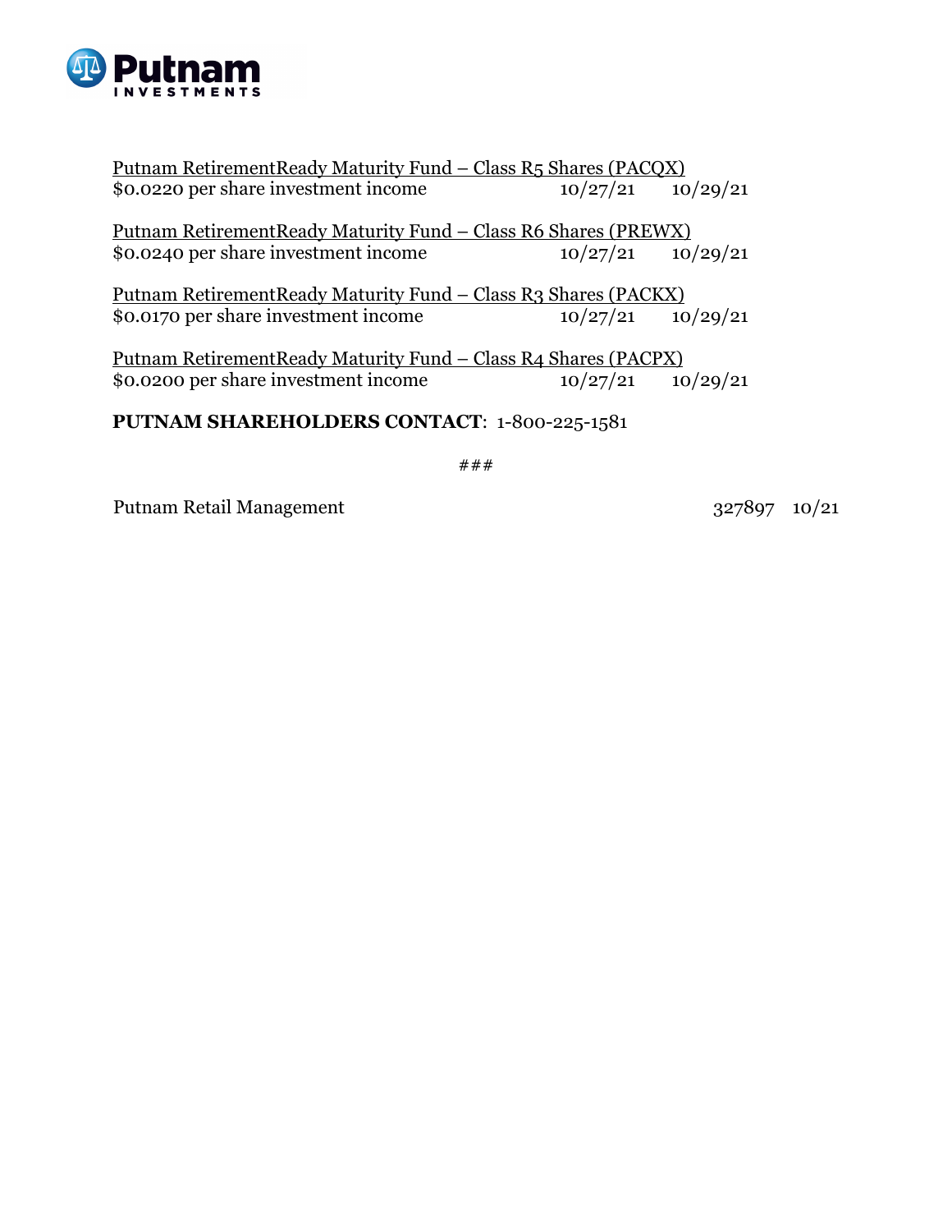Putnam RetirementReady Maturity Fund – Class R5 Shares (PACQX)
$0.0220 per share investment income 10/27/21 10/29/21

Putnam RetirementReady Maturity Fund – Class R6 Shares (PREWX)
$0.0240 per share investment income 10/27/21 10/29/21

Putnam RetirementReady Maturity Fund – Class R3 Shares (PACKX)
$0.0170 per share investment income 10/27/21 10/29/21

Putnam RetirementReady Maturity Fund – Class R4 Shares (PACPX)
$0.0200 per share investment income 10/27/21 10/29/21

**PUTNAM SHAREHOLDERS CONTACT**: 1-800-225-1581

###

Putnam Retail Management 327897 10/21